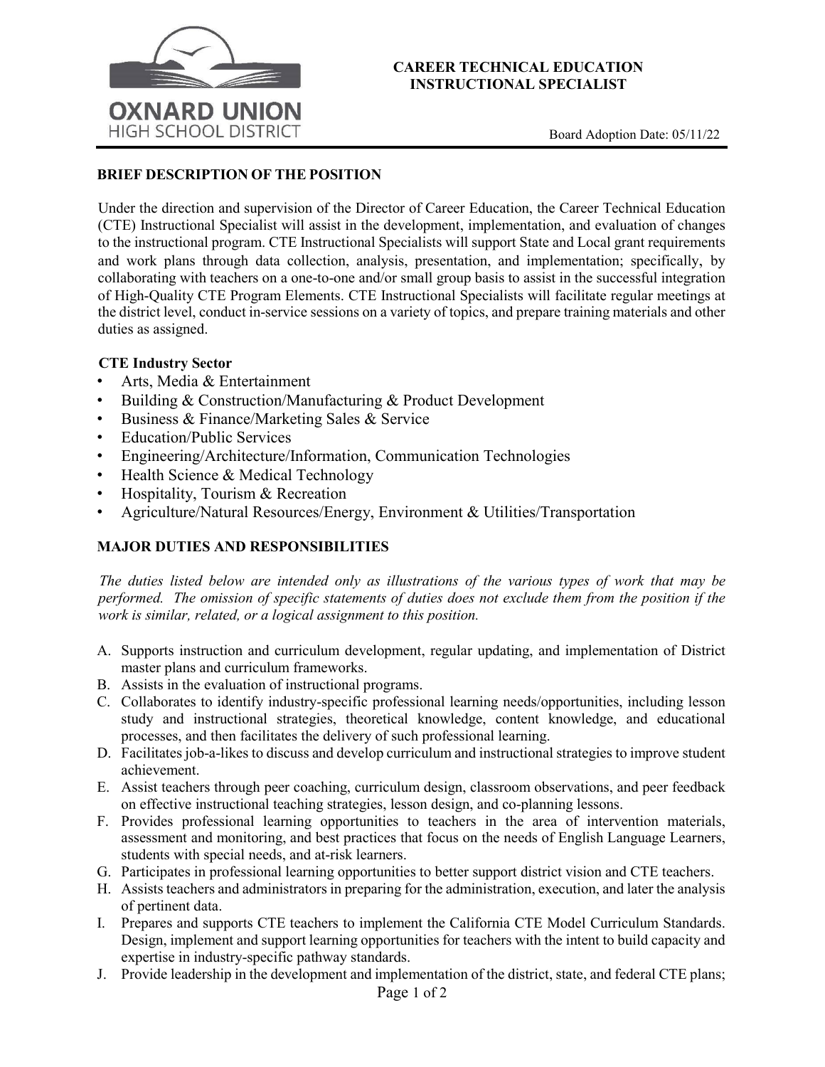**OXNARD UNION HIGH SCHOOL DISTRICT**

# CAREER TECHNICAL EDUCATION INSTRUCTIONAL SPECIALIST

Board Adoption Date: 05/11/22

## BRIEF DESCRIPTION OF THE POSITION

Under the direction and supervision of the Director of Career Education, the Career Technical Education (CTE) Instructional Specialist will assist in the development, implementation, and evaluation of changes to the instructional program. CTE Instructional Specialists will support State and Local grant requirements and work plans through data collection, analysis, presentation, and implementation; specifically, by collaborating with teachers on a one-to-one and/or small group basis to assist in the successful integration of High-Quality CTE Program Elements. CTE Instructional Specialists will facilitate regular meetings at the district level, conduct in-service sessions on a variety of topics, and prepare training materials and other duties as assigned.

### CTE Industry Sector

- Arts, Media & Entertainment
- Building & Construction/Manufacturing & Product Development
- Business & Finance/Marketing Sales & Service
- Education/Public Services
- Engineering/Architecture/Information, Communication Technologies
- Health Science & Medical Technology
- Hospitality, Tourism & Recreation
- Agriculture/Natural Resources/Energy, Environment & Utilities/Transportation

## MAJOR DUTIES AND RESPONSIBILITIES

*The duties listed below are intended only as illustrations of the various types of work that may be performed. The omission of specific statements of duties does not exclude them from the position if the work is similar, related, or a logical assignment to this position.*

A. Supports instruction and curriculum development, regular updating, and implementation of District master plans and curriculum frameworks.

B. Assists in the evaluation of instructional programs.

C. Collaborates to identify industry-specific professional learning needs/opportunities, including lesson study and instructional strategies, theoretical knowledge, content knowledge, and educational processes, and then facilitates the delivery of such professional learning.

D. Facilitates job-a-likes to discuss and develop curriculum and instructional strategies to improve student achievement.

E. Assist teachers through peer coaching, curriculum design, classroom observations, and peer feedback on effective instructional teaching strategies, lesson design, and co-planning lessons.

F. Provides professional learning opportunities to teachers in the area of intervention materials, assessment and monitoring, and best practices that focus on the needs of English Language Learners, students with special needs, and at-risk learners.

G. Participates in professional learning opportunities to better support district vision and CTE teachers.

H. Assists teachers and administrators in preparing for the administration, execution, and later the analysis of pertinent data.

I. Prepares and supports CTE teachers to implement the California CTE Model Curriculum Standards. Design, implement and support learning opportunities for teachers with the intent to build capacity and expertise in industry-specific pathway standards.

J. Provide leadership in the development and implementation of the district, state, and federal CTE plans;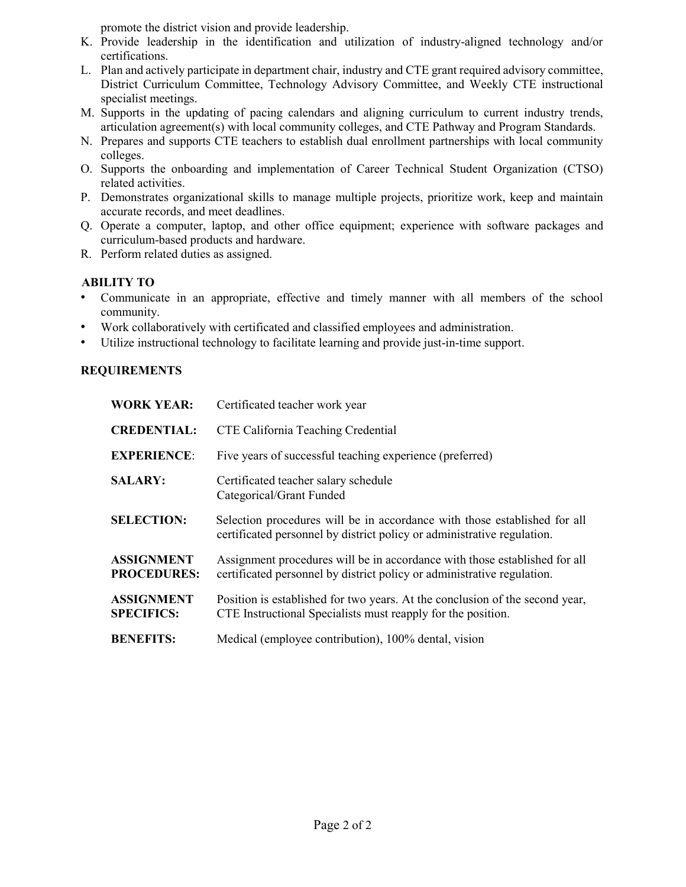promote the district vision and provide leadership.

K. Provide leadership in the identification and utilization of industry-aligned technology and/or certifications.
L. Plan and actively participate in department chair, industry and CTE grant required advisory committee, District Curriculum Committee, Technology Advisory Committee, and Weekly CTE instructional specialist meetings.
M. Supports in the updating of pacing calendars and aligning curriculum to current industry trends, articulation agreement(s) with local community colleges, and CTE Pathway and Program Standards.
N. Prepares and supports CTE teachers to establish dual enrollment partnerships with local community colleges.
O. Supports the onboarding and implementation of Career Technical Student Organization (CTSO) related activities.
P. Demonstrates organizational skills to manage multiple projects, prioritize work, keep and maintain accurate records, and meet deadlines.
Q. Operate a computer, laptop, and other office equipment; experience with software packages and curriculum-based products and hardware.
R. Perform related duties as assigned.

### ABILITY TO

- Communicate in an appropriate, effective and timely manner with all members of the school community.
- Work collaboratively with certificated and classified employees and administration.
- Utilize instructional technology to facilitate learning and provide just-in-time support.

### REQUIREMENTS

| | |
|---|---|
| **WORK YEAR:** | Certificated teacher work year |
| **CREDENTIAL:** | CTE California Teaching Credential |
| **EXPERIENCE:** | Five years of successful teaching experience (preferred) |
| **SALARY:** | Certificated teacher salary schedule<br>Categorical/Grant Funded |
| **SELECTION:** | Selection procedures will be in accordance with those established for all certificated personnel by district policy or administrative regulation. |
| **ASSIGNMENT PROCEDURES:** | Assignment procedures will be in accordance with those established for all certificated personnel by district policy or administrative regulation. |
| **ASSIGNMENT SPECIFICS:** | Position is established for two years. At the conclusion of the second year, CTE Instructional Specialists must reapply for the position. |
| **BENEFITS:** | Medical (employee contribution), 100% dental, vision |